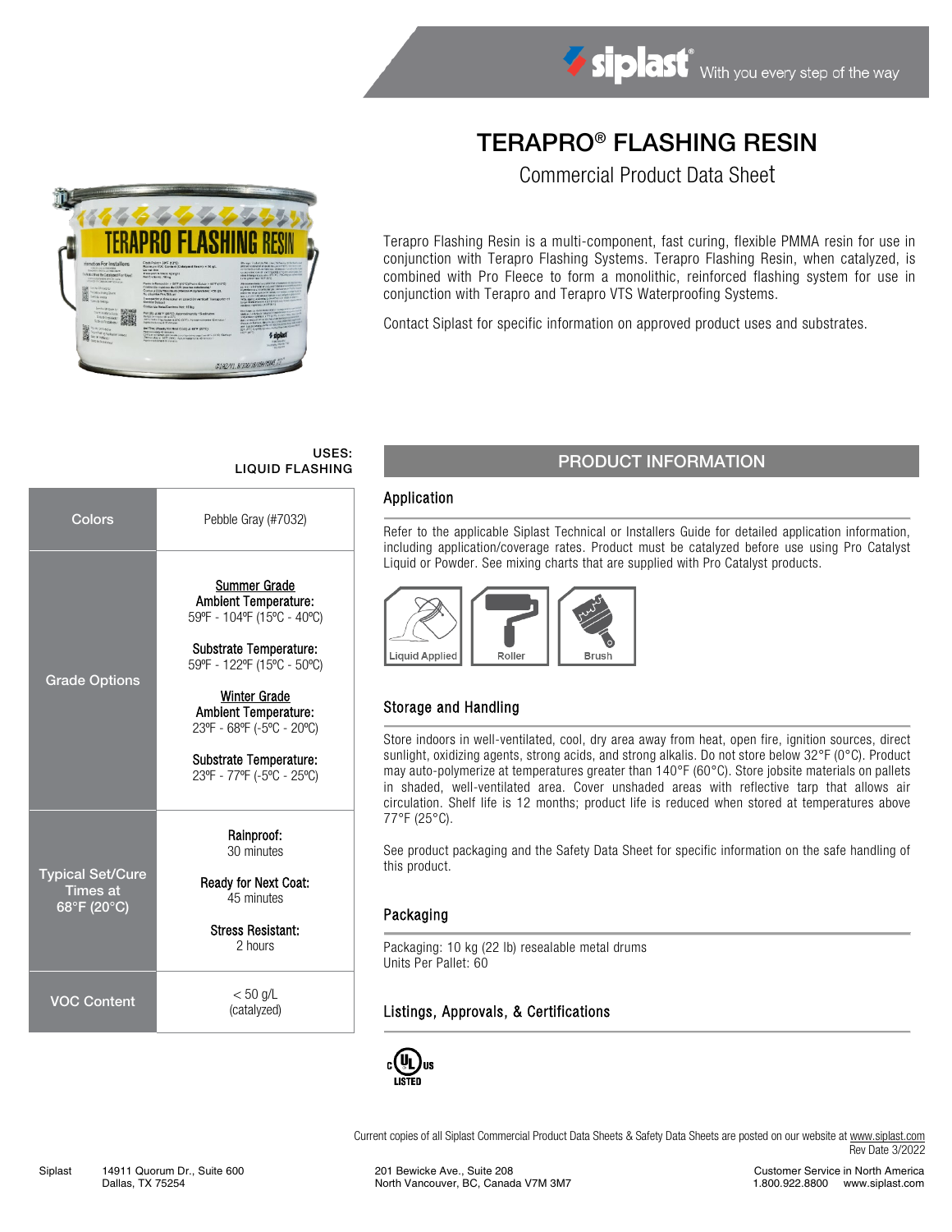# TERAPRO® FLASHING RESIN

## Commercial Product Data Sheet

Terapro Flashing Resin is a multi-component, fast curing, flexible PMMA resin for use in conjunction with Terapro Flashing Systems. Terapro Flashing Resin, when catalyzed, is combined with Pro Fleece to form a monolithic, reinforced flashing system for use in conjunction with Terapro and Terapro VTS Waterproofing Systems.

Contact Siplast for specific information on approved product uses and substrates.

**USES:**
**LIQUID FLASHING**

| | |
|---|---|
| Colors | Pebble Gray (#7032) |
| Grade Options | **Summer Grade**<br>**Ambient Temperature:** 59ºF - 104ºF (15ºC - 40ºC)<br>**Substrate Temperature:** 59ºF - 122ºF (15ºC - 50ºC)<br>**Winter Grade**<br>**Ambient Temperature:** 23ºF - 68ºF (-5ºC - 20ºC)<br>**Substrate Temperature:** 23ºF - 77ºF (-5ºC - 25ºC) |
| Typical Set/Cure Times at 68°F (20°C) | **Rainproof:** 30 minutes<br>**Ready for Next Coat:** 45 minutes<br>**Stress Resistant:** 2 hours |
| VOC Content | < 50 g/L (catalyzed) |

## PRODUCT INFORMATION

### Application

Refer to the applicable Siplast Technical or Installers Guide for detailed application information, including application/coverage rates. Product must be catalyzed before use using Pro Catalyst Liquid or Powder. See mixing charts that are supplied with Pro Catalyst products.

Liquid Applied | Roller | Brush

### Storage and Handling

Store indoors in well-ventilated, cool, dry area away from heat, open fire, ignition sources, direct sunlight, oxidizing agents, strong acids, and strong alkalis. Do not store below 32°F (0°C). Product may auto-polymerize at temperatures greater than 140°F (60°C). Store jobsite materials on pallets in shaded, well-ventilated area. Cover unshaded areas with reflective tarp that allows air circulation. Shelf life is 12 months; product life is reduced when stored at temperatures above 77°F (25°C).

See product packaging and the Safety Data Sheet for specific information on the safe handling of this product.

### Packaging

Packaging: 10 kg (22 lb) resealable metal drums
Units Per Pallet: 60

### Listings, Approvals, & Certifications

cULus LISTED

Current copies of all Siplast Commercial Product Data Sheets & Safety Data Sheets are posted on our website at www.siplast.com
Rev Date 3/2022

Siplast 14911 Quorum Dr., Suite 600, Dallas, TX 75254 | 201 Bewicke Ave., Suite 208, North Vancouver, BC, Canada V7M 3M7 | Customer Service in North America 1.800.922.8800 www.siplast.com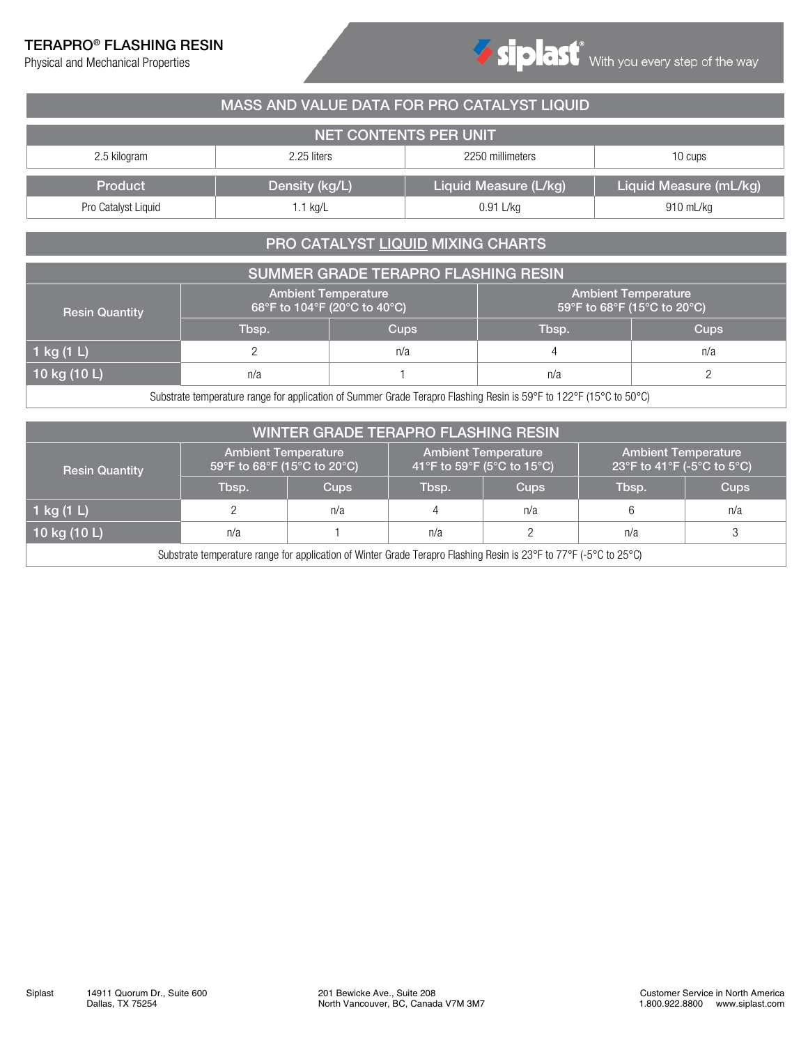# TERAPRO® FLASHING RESIN

Physical and Mechanical Properties

## MASS AND VALUE DATA FOR PRO CATALYST LIQUID

| NET CONTENTS PER UNIT | | | |
|---|---|---|---|
| 2.5 kilogram | 2.25 liters | 2250 millimeters | 10 cups |

| Product | Density (kg/L) | Liquid Measure (L/kg) | Liquid Measure (mL/kg) |
|---|---|---|---|
| Pro Catalyst Liquid | 1.1 kg/L | 0.91 L/kg | 910 mL/kg |

## PRO CATALYST LIQUID MIXING CHARTS

### SUMMER GRADE TERAPRO FLASHING RESIN

| Resin Quantity | Ambient Temperature 68°F to 104°F (20°C to 40°C) | | Ambient Temperature 59°F to 68°F (15°C to 20°C) | |
|---|---|---|---|---|
| | Tbsp. | Cups | Tbsp. | Cups |
| 1 kg (1 L) | 2 | n/a | 4 | n/a |
| 10 kg (10 L) | n/a | 1 | n/a | 2 |

Substrate temperature range for application of Summer Grade Terapro Flashing Resin is 59°F to 122°F (15°C to 50°C)

### WINTER GRADE TERAPRO FLASHING RESIN

| Resin Quantity | Ambient Temperature 59°F to 68°F (15°C to 20°C) | | Ambient Temperature 41°F to 59°F (5°C to 15°C) | | Ambient Temperature 23°F to 41°F (-5°C to 5°C) | |
|---|---|---|---|---|---|---|
| | Tbsp. | Cups | Tbsp. | Cups | Tbsp. | Cups |
| 1 kg (1 L) | 2 | n/a | 4 | n/a | 6 | n/a |
| 10 kg (10 L) | n/a | 1 | n/a | 2 | n/a | 3 |

Substrate temperature range for application of Winter Grade Terapro Flashing Resin is 23°F to 77°F (-5°C to 25°C)

Siplast 14911 Quorum Dr., Suite 600 Dallas, TX 75254

201 Bewicke Ave., Suite 208 North Vancouver, BC, Canada V7M 3M7

Customer Service in North America 1.800.922.8800 www.siplast.com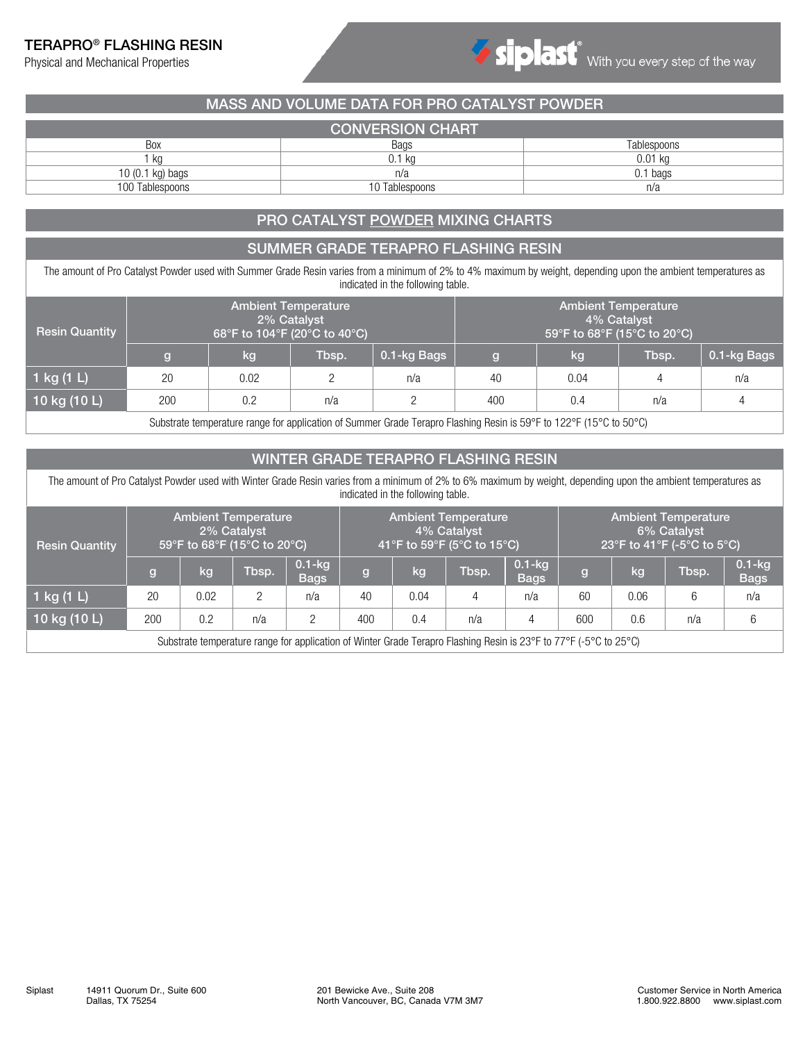# TERAPRO® FLASHING RESIN

Physical and Mechanical Properties

## MASS AND VOLUME DATA FOR PRO CATALYST POWDER

### CONVERSION CHART

| Box | Bags | Tablespoons |
|---|---|---|
| 1 kg | 0.1 kg | 0.01 kg |
| 10 (0.1 kg) bags | n/a | 0.1 bags |
| 100 Tablespoons | 10 Tablespoons | n/a |

## PRO CATALYST POWDER MIXING CHARTS

### SUMMER GRADE TERAPRO FLASHING RESIN

The amount of Pro Catalyst Powder used with Summer Grade Resin varies from a minimum of 2% to 4% maximum by weight, depending upon the ambient temperatures as indicated in the following table.

| Resin Quantity | Ambient Temperature 2% Catalyst 68°F to 104°F (20°C to 40°C) | | | | Ambient Temperature 4% Catalyst 59°F to 68°F (15°C to 20°C) | | | |
|---|---|---|---|---|---|---|---|---|
| | g | kg | Tbsp. | 0.1-kg Bags | g | kg | Tbsp. | 0.1-kg Bags |
| 1 kg (1 L) | 20 | 0.02 | 2 | n/a | 40 | 0.04 | 4 | n/a |
| 10 kg (10 L) | 200 | 0.2 | n/a | 2 | 400 | 0.4 | n/a | 4 |

Substrate temperature range for application of Summer Grade Terapro Flashing Resin is 59°F to 122°F (15°C to 50°C)

### WINTER GRADE TERAPRO FLASHING RESIN

The amount of Pro Catalyst Powder used with Winter Grade Resin varies from a minimum of 2% to 6% maximum by weight, depending upon the ambient temperatures as indicated in the following table.

| Resin Quantity | Ambient Temperature 2% Catalyst 59°F to 68°F (15°C to 20°C) | | | | Ambient Temperature 4% Catalyst 41°F to 59°F (5°C to 15°C) | | | | Ambient Temperature 6% Catalyst 23°F to 41°F (-5°C to 5°C) | | | |
|---|---|---|---|---|---|---|---|---|---|---|---|---|
| | g | kg | Tbsp. | 0.1-kg Bags | g | kg | Tbsp. | 0.1-kg Bags | g | kg | Tbsp. | 0.1-kg Bags |
| 1 kg (1 L) | 20 | 0.02 | 2 | n/a | 40 | 0.04 | 4 | n/a | 60 | 0.06 | 6 | n/a |
| 10 kg (10 L) | 200 | 0.2 | n/a | 2 | 400 | 0.4 | n/a | 4 | 600 | 0.6 | n/a | 6 |

Substrate temperature range for application of Winter Grade Terapro Flashing Resin is 23°F to 77°F (-5°C to 25°C)

Siplast 14911 Quorum Dr., Suite 600 Dallas, TX 75254

201 Bewicke Ave., Suite 208 North Vancouver, BC, Canada V7M 3M7

Customer Service in North America 1.800.922.8800 www.siplast.com